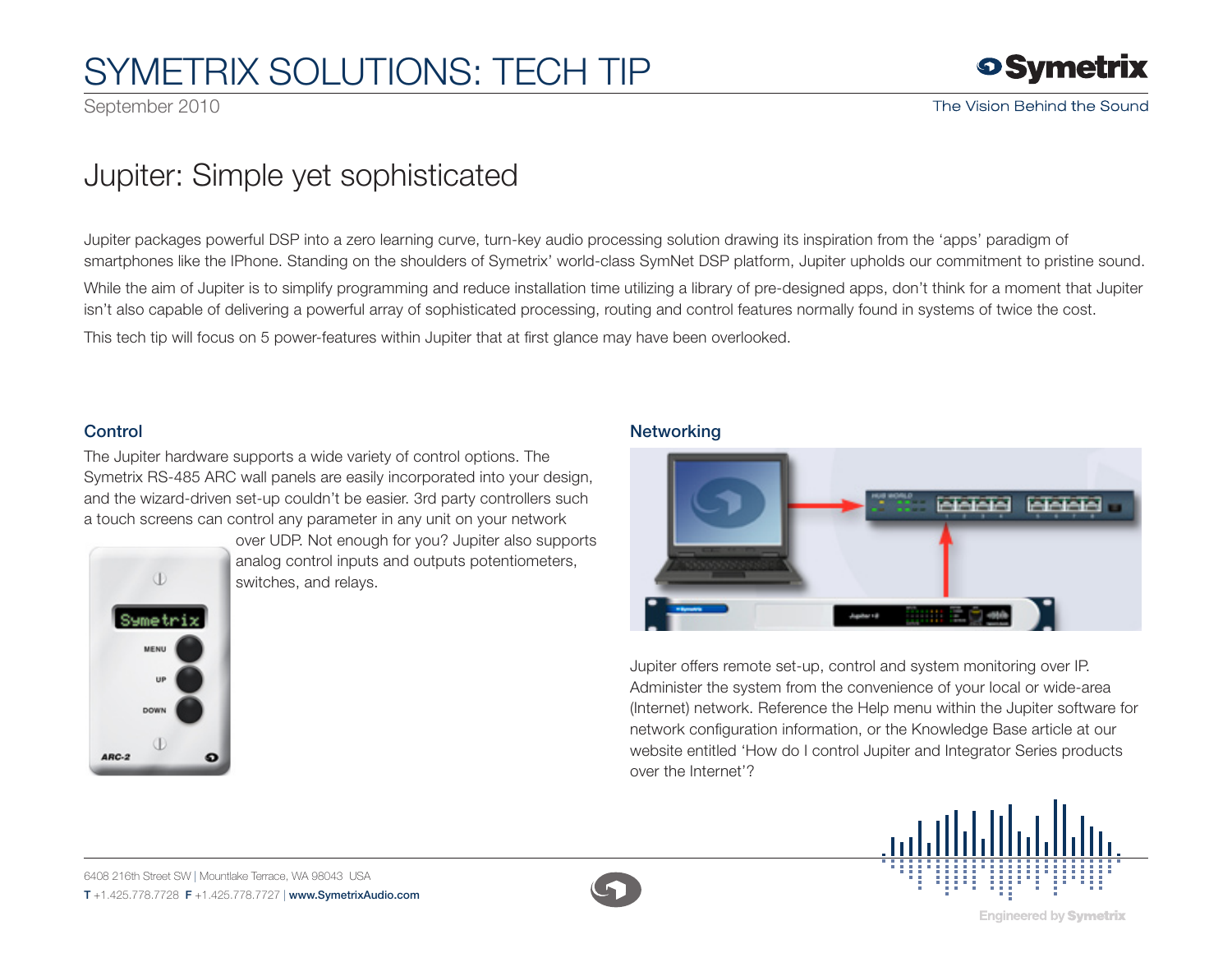# SYMETRIX SOLUTIONS: TECH TIP

September 2010

## Jupiter: Simple yet sophisticated

Jupiter packages powerful DSP into a zero learning curve, turn-key audio processing solution drawing its inspiration from the 'apps' paradigm of smartphones like the IPhone. Standing on the shoulders of Symetrix' world-class SymNet DSP platform, Jupiter upholds our commitment to pristine sound.

While the aim of Jupiter is to simplify programming and reduce installation time utilizing a library of pre-designed apps, don't think for a moment that Jupiter isn't also capable of delivering a powerful array of sophisticated processing, routing and control features normally found in systems of twice the cost.

This tech tip will focus on 5 power-features within Jupiter that at first glance may have been overlooked.

### Control

The Jupiter hardware supports a wide variety of control options. The Symetrix RS-485 ARC wall panels are easily incorporated into your design, and the wizard-driven set-up couldn't be easier. 3rd party controllers such a touch screens can control any parameter in any unit on your network over UDP. Not enough for you? Jupiter also supports analog control inputs and outputs potentiometers, switches, and relays.

### Networking

Jupiter offers remote set-up, control and system monitoring over IP. Administer the system from the convenience of your local or wide-area (Internet) network. Reference the Help menu within the Jupiter software for network configuration information, or the Knowledge Base article at our website entitled 'How do I control Jupiter and Integrator Series products over the Internet'?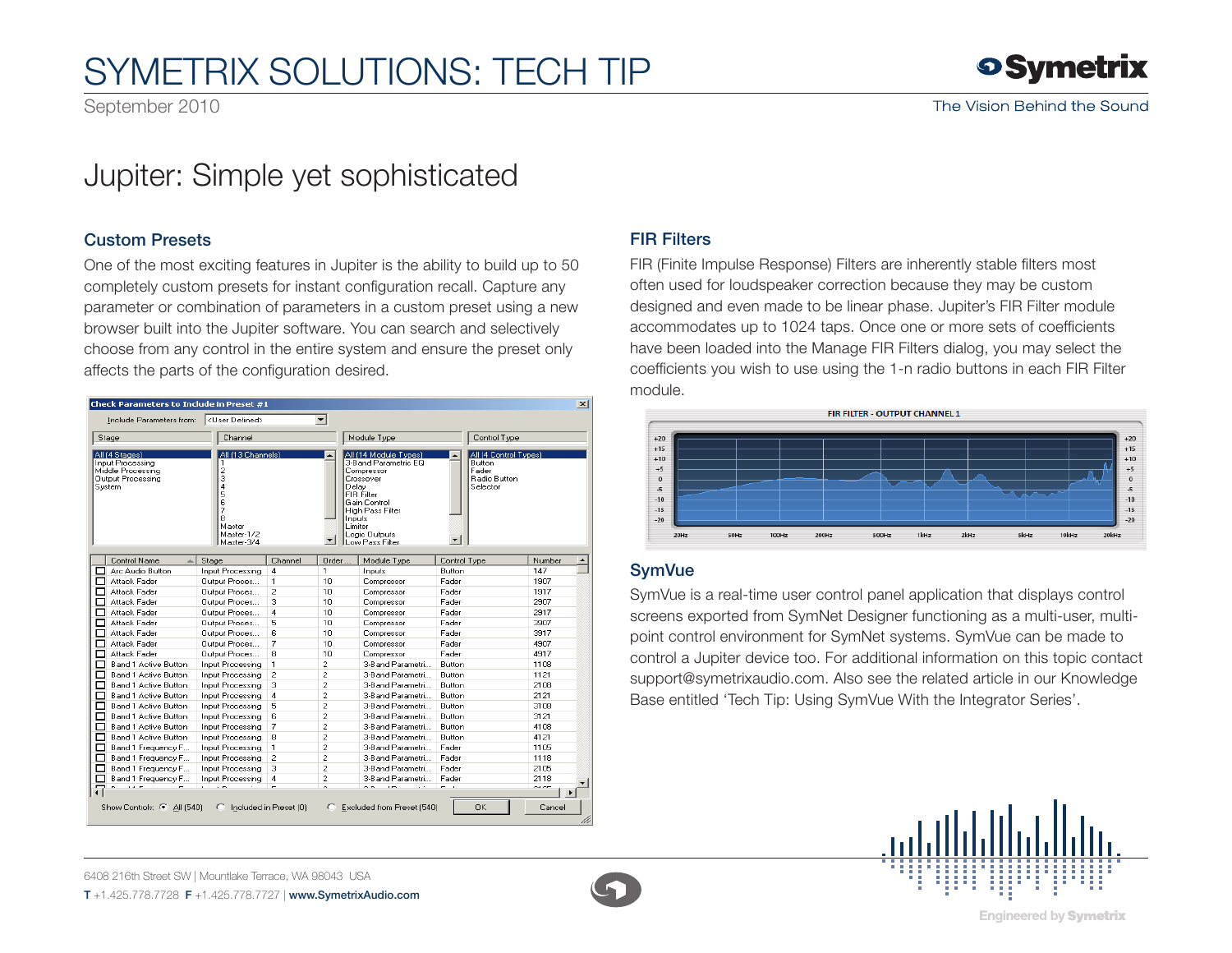# SYMETRIX SOLUTIONS: TECH TIP

September 2010

## Jupiter: Simple yet sophisticated

### Custom Presets

One of the most exciting features in Jupiter is the ability to build up to 50 completely custom presets for instant configuration recall. Capture any parameter or combination of parameters in a custom preset using a new browser built into the Jupiter software. You can search and selectively choose from any control in the entire system and ensure the preset only affects the parts of the configuration desired.

### FIR Filters

FIR (Finite Impulse Response) Filters are inherently stable filters most often used for loudspeaker correction because they may be custom designed and even made to be linear phase. Jupiter's FIR Filter module accommodates up to 1024 taps. Once one or more sets of coefficients have been loaded into the Manage FIR Filters dialog, you may select the coefficients you wish to use using the 1-n radio buttons in each FIR Filter module.

### SymVue

SymVue is a real-time user control panel application that displays control screens exported from SymNet Designer functioning as a multi-user, multi-point control environment for SymNet systems. SymVue can be made to control a Jupiter device too. For additional information on this topic contact support@symetrixaudio.com. Also see the related article in our Knowledge Base entitled 'Tech Tip: Using SymVue With the Integrator Series'.

6408 216th Street SW | Mountlake Terrace, WA 98043 USA

**T** +1.425.778.7728 **F** +1.425.778.7727 | **www.SymetrixAudio.com**